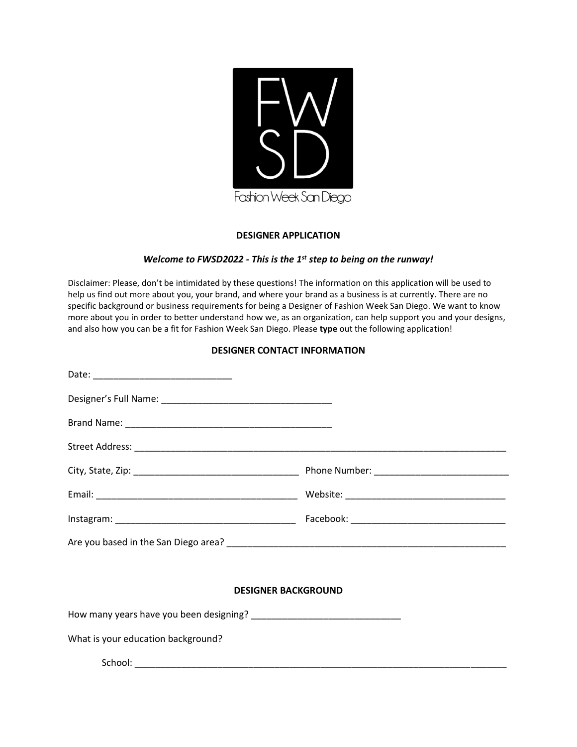FWSD

Fashion Week San Diego

## DESIGNER APPLICATION

***Welcome to FWSD2022 - This is the 1st step to being on the runway!***

Disclaimer: Please, don't be intimidated by these questions! The information on this application will be used to help us find out more about you, your brand, and where your brand as a business is at currently. There are no specific background or business requirements for being a Designer of Fashion Week San Diego. We want to know more about you in order to better understand how we, as an organization, can help support you and your designs, and also how you can be a fit for Fashion Week San Diego. Please **type** out the following application!

### DESIGNER CONTACT INFORMATION

Date: ___________________________

Designer's Full Name: _________________________________

Brand Name: _________________________________________

Street Address: ___________________________________________________________________________

City, State, Zip: ________________________________ Phone Number: __________________________

Email: _______________________________________ Website: ______________________________

Instagram: ___________________________________ Facebook: _____________________________

Are you based in the San Diego area? _______________________________________________________

### DESIGNER BACKGROUND

How many years have you been designing? ____________________________

What is your education background?

School: ___________________________________________________________________________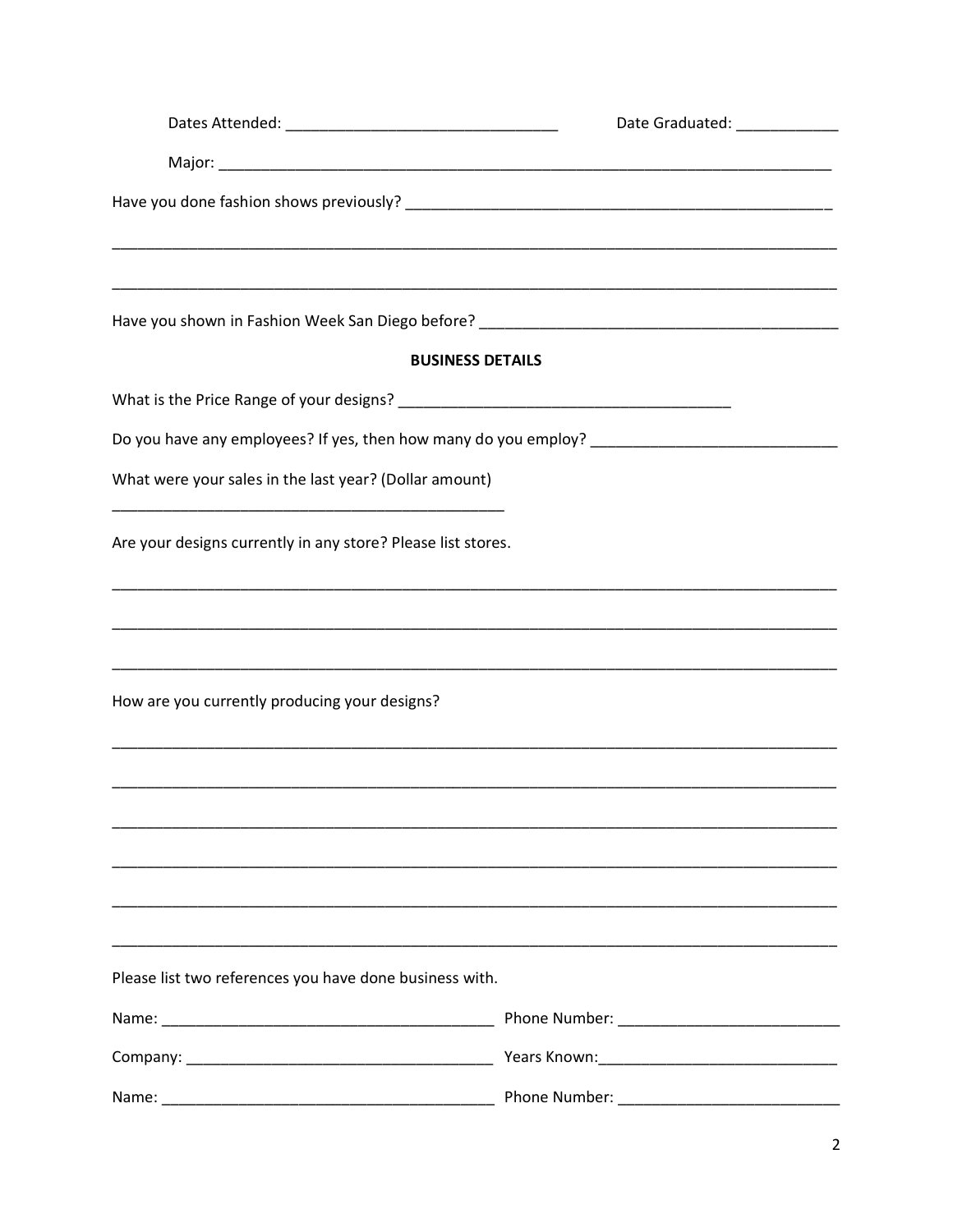Dates Attended: ________________________________ Date Graduated: ____________

Major: ___________________________________________________________________________

Have you done fashion shows previously? ___________________________________________________

_________________________________________________________________________________________

_________________________________________________________________________________________

Have you shown in Fashion Week San Diego before? ___________________________________________

**BUSINESS DETAILS**

What is the Price Range of your designs? ________________________________________

Do you have any employees? If yes, then how many do you employ? ____________________________

What were your sales in the last year? (Dollar amount)

_______________________________________________

Are your designs currently in any store? Please list stores.

_________________________________________________________________________________________

_________________________________________________________________________________________

_________________________________________________________________________________________

How are you currently producing your designs?

_________________________________________________________________________________________

_________________________________________________________________________________________

_________________________________________________________________________________________

_________________________________________________________________________________________

_________________________________________________________________________________________

_________________________________________________________________________________________

Please list two references you have done business with.

Name: _______________________________________ Phone Number: __________________________

Company: ____________________________________ Years Known:____________________________

Name: _______________________________________ Phone Number: __________________________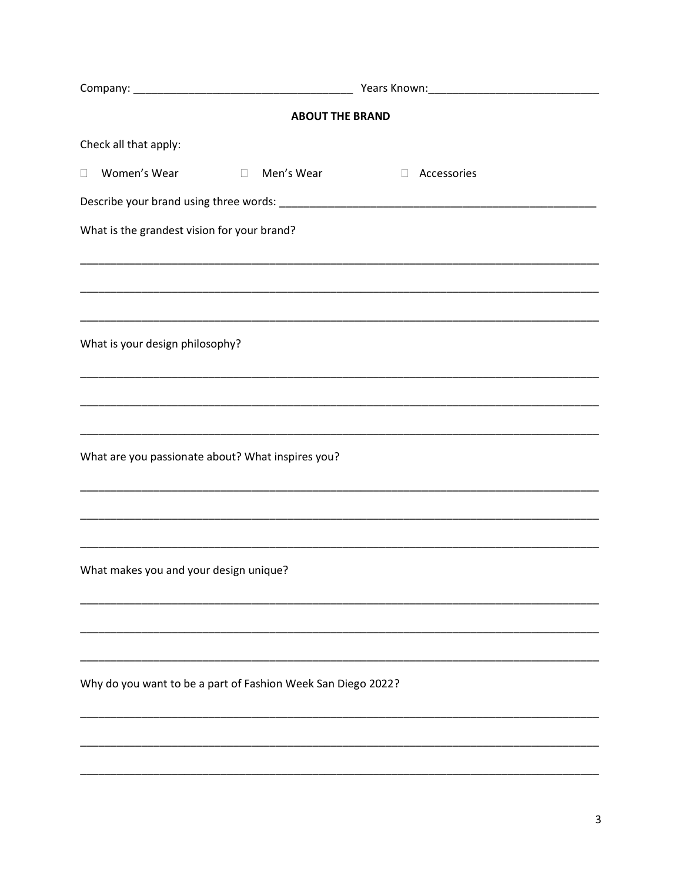Company: ___________________________________ Years Known:___________________________

**ABOUT THE BRAND**

Check all that apply:

- ☐ Women's Wear
- ☐ Men's Wear
- ☐ Accessories

Describe your brand using three words: _____________________________________________________

What is the grandest vision for your brand?

_____________________________________________________________________________________

_____________________________________________________________________________________

_____________________________________________________________________________________

What is your design philosophy?

_____________________________________________________________________________________

_____________________________________________________________________________________

_____________________________________________________________________________________

What are you passionate about? What inspires you?

_____________________________________________________________________________________

_____________________________________________________________________________________

_____________________________________________________________________________________

What makes you and your design unique?

_____________________________________________________________________________________

_____________________________________________________________________________________

_____________________________________________________________________________________

Why do you want to be a part of Fashion Week San Diego 2022?

_____________________________________________________________________________________

_____________________________________________________________________________________

_____________________________________________________________________________________